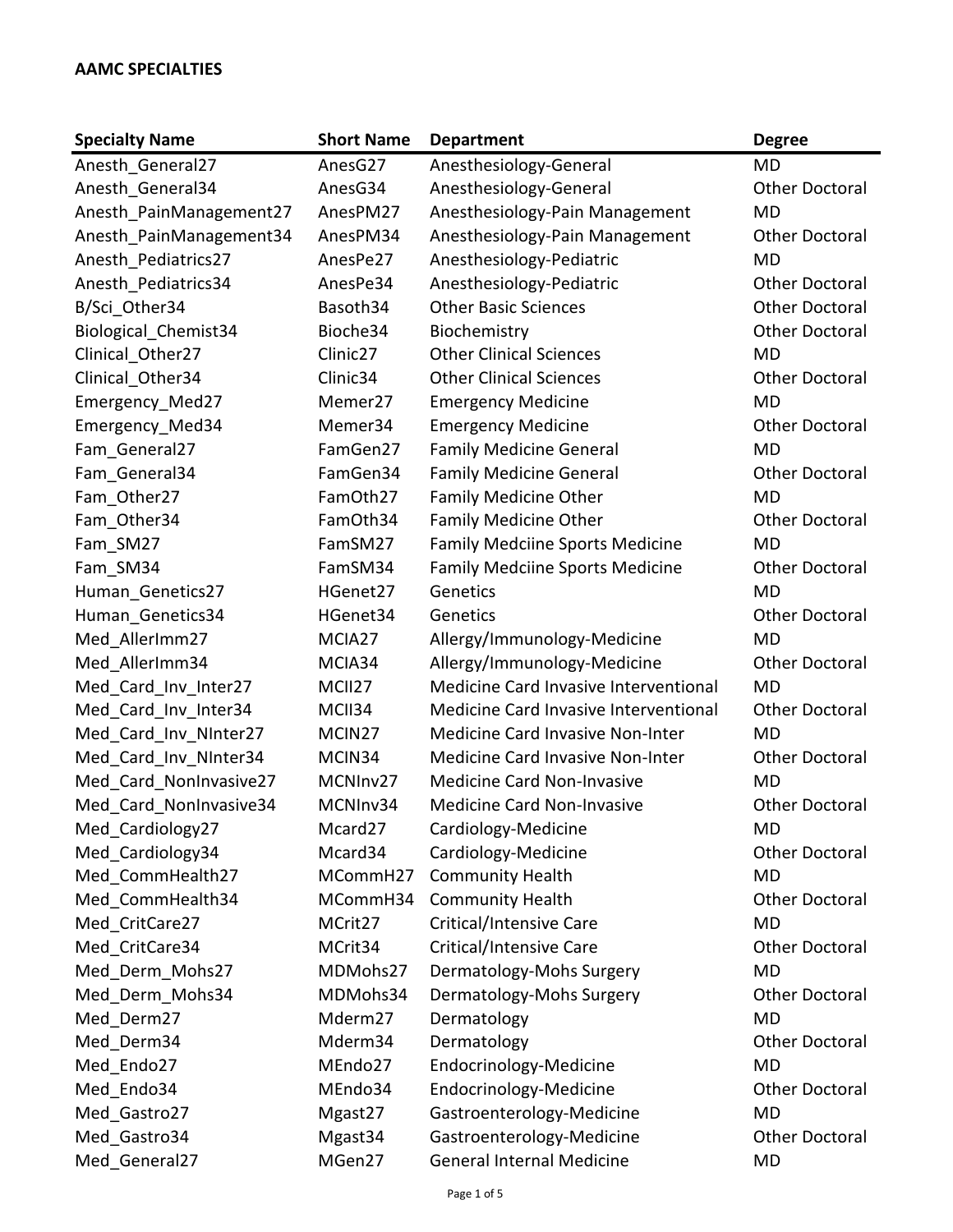**AAMC SPECIALTIES**

| Specialty Name | Short Name | Department | Degree |
|---|---|---|---|
| Anesth_General27 | AnesG27 | Anesthesiology-General | MD |
| Anesth_General34 | AnesG34 | Anesthesiology-General | Other Doctoral |
| Anesth_PainManagement27 | AnesPM27 | Anesthesiology-Pain Management | MD |
| Anesth_PainManagement34 | AnesPM34 | Anesthesiology-Pain Management | Other Doctoral |
| Anesth_Pediatrics27 | AnesPe27 | Anesthesiology-Pediatric | MD |
| Anesth_Pediatrics34 | AnesPe34 | Anesthesiology-Pediatric | Other Doctoral |
| B/Sci_Other34 | Basoth34 | Other Basic Sciences | Other Doctoral |
| Biological_Chemist34 | Bioche34 | Biochemistry | Other Doctoral |
| Clinical_Other27 | Clinic27 | Other Clinical Sciences | MD |
| Clinical_Other34 | Clinic34 | Other Clinical Sciences | Other Doctoral |
| Emergency_Med27 | Memer27 | Emergency Medicine | MD |
| Emergency_Med34 | Memer34 | Emergency Medicine | Other Doctoral |
| Fam_General27 | FamGen27 | Family Medicine General | MD |
| Fam_General34 | FamGen34 | Family Medicine General | Other Doctoral |
| Fam_Other27 | FamOth27 | Family Medicine Other | MD |
| Fam_Other34 | FamOth34 | Family Medicine Other | Other Doctoral |
| Fam_SM27 | FamSM27 | Family Medciine Sports Medicine | MD |
| Fam_SM34 | FamSM34 | Family Medciine Sports Medicine | Other Doctoral |
| Human_Genetics27 | HGenet27 | Genetics | MD |
| Human_Genetics34 | HGenet34 | Genetics | Other Doctoral |
| Med_AllerImm27 | MCIA27 | Allergy/Immunology-Medicine | MD |
| Med_AllerImm34 | MCIA34 | Allergy/Immunology-Medicine | Other Doctoral |
| Med_Card_Inv_Inter27 | MCII27 | Medicine Card Invasive Interventional | MD |
| Med_Card_Inv_Inter34 | MCII34 | Medicine Card Invasive Interventional | Other Doctoral |
| Med_Card_Inv_NInter27 | MCIN27 | Medicine Card Invasive Non-Inter | MD |
| Med_Card_Inv_NInter34 | MCIN34 | Medicine Card Invasive Non-Inter | Other Doctoral |
| Med_Card_NonInvasive27 | MCNInv27 | Medicine Card Non-Invasive | MD |
| Med_Card_NonInvasive34 | MCNInv34 | Medicine Card Non-Invasive | Other Doctoral |
| Med_Cardiology27 | Mcard27 | Cardiology-Medicine | MD |
| Med_Cardiology34 | Mcard34 | Cardiology-Medicine | Other Doctoral |
| Med_CommHealth27 | MCommH27 | Community Health | MD |
| Med_CommHealth34 | MCommH34 | Community Health | Other Doctoral |
| Med_CritCare27 | MCrit27 | Critical/Intensive Care | MD |
| Med_CritCare34 | MCrit34 | Critical/Intensive Care | Other Doctoral |
| Med_Derm_Mohs27 | MDMohs27 | Dermatology-Mohs Surgery | MD |
| Med_Derm_Mohs34 | MDMohs34 | Dermatology-Mohs Surgery | Other Doctoral |
| Med_Derm27 | Mderm27 | Dermatology | MD |
| Med_Derm34 | Mderm34 | Dermatology | Other Doctoral |
| Med_Endo27 | MEndo27 | Endocrinology-Medicine | MD |
| Med_Endo34 | MEndo34 | Endocrinology-Medicine | Other Doctoral |
| Med_Gastro27 | Mgast27 | Gastroenterology-Medicine | MD |
| Med_Gastro34 | Mgast34 | Gastroenterology-Medicine | Other Doctoral |
| Med_General27 | MGen27 | General Internal Medicine | MD |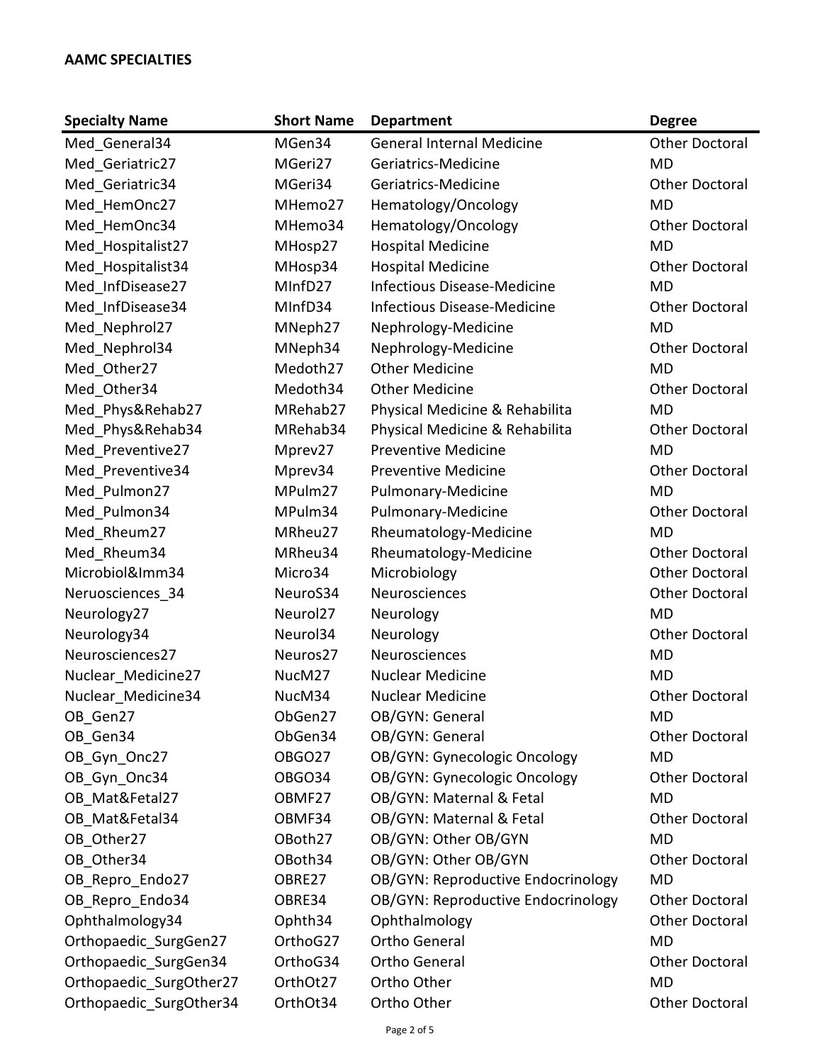**AAMC SPECIALTIES**

| Specialty Name | Short Name | Department | Degree |
|---|---|---|---|
| Med_General34 | MGen34 | General Internal Medicine | Other Doctoral |
| Med_Geriatric27 | MGeri27 | Geriatrics-Medicine | MD |
| Med_Geriatric34 | MGeri34 | Geriatrics-Medicine | Other Doctoral |
| Med_HemOnc27 | MHemo27 | Hematology/Oncology | MD |
| Med_HemOnc34 | MHemo34 | Hematology/Oncology | Other Doctoral |
| Med_Hospitalist27 | MHosp27 | Hospital Medicine | MD |
| Med_Hospitalist34 | MHosp34 | Hospital Medicine | Other Doctoral |
| Med_InfDisease27 | MInfD27 | Infectious Disease-Medicine | MD |
| Med_InfDisease34 | MInfD34 | Infectious Disease-Medicine | Other Doctoral |
| Med_Nephrol27 | MNeph27 | Nephrology-Medicine | MD |
| Med_Nephrol34 | MNeph34 | Nephrology-Medicine | Other Doctoral |
| Med_Other27 | Medoth27 | Other Medicine | MD |
| Med_Other34 | Medoth34 | Other Medicine | Other Doctoral |
| Med_Phys&Rehab27 | MRehab27 | Physical Medicine & Rehabilita | MD |
| Med_Phys&Rehab34 | MRehab34 | Physical Medicine & Rehabilita | Other Doctoral |
| Med_Preventive27 | Mprev27 | Preventive Medicine | MD |
| Med_Preventive34 | Mprev34 | Preventive Medicine | Other Doctoral |
| Med_Pulmon27 | MPulm27 | Pulmonary-Medicine | MD |
| Med_Pulmon34 | MPulm34 | Pulmonary-Medicine | Other Doctoral |
| Med_Rheum27 | MRheu27 | Rheumatology-Medicine | MD |
| Med_Rheum34 | MRheu34 | Rheumatology-Medicine | Other Doctoral |
| Microbiol&Imm34 | Micro34 | Microbiology | Other Doctoral |
| Neruosciences_34 | NeuroS34 | Neurosciences | Other Doctoral |
| Neurology27 | Neurol27 | Neurology | MD |
| Neurology34 | Neurol34 | Neurology | Other Doctoral |
| Neurosciences27 | Neuros27 | Neurosciences | MD |
| Nuclear_Medicine27 | NucM27 | Nuclear Medicine | MD |
| Nuclear_Medicine34 | NucM34 | Nuclear Medicine | Other Doctoral |
| OB_Gen27 | ObGen27 | OB/GYN: General | MD |
| OB_Gen34 | ObGen34 | OB/GYN: General | Other Doctoral |
| OB_Gyn_Onc27 | OBGO27 | OB/GYN: Gynecologic Oncology | MD |
| OB_Gyn_Onc34 | OBGO34 | OB/GYN: Gynecologic Oncology | Other Doctoral |
| OB_Mat&Fetal27 | OBMF27 | OB/GYN: Maternal & Fetal | MD |
| OB_Mat&Fetal34 | OBMF34 | OB/GYN: Maternal & Fetal | Other Doctoral |
| OB_Other27 | OBoth27 | OB/GYN: Other OB/GYN | MD |
| OB_Other34 | OBoth34 | OB/GYN: Other OB/GYN | Other Doctoral |
| OB_Repro_Endo27 | OBRE27 | OB/GYN: Reproductive Endocrinology | MD |
| OB_Repro_Endo34 | OBRE34 | OB/GYN: Reproductive Endocrinology | Other Doctoral |
| Ophthalmology34 | Ophth34 | Ophthalmology | Other Doctoral |
| Orthopaedic_SurgGen27 | OrthoG27 | Ortho General | MD |
| Orthopaedic_SurgGen34 | OrthoG34 | Ortho General | Other Doctoral |
| Orthopaedic_SurgOther27 | OrthOt27 | Ortho Other | MD |
| Orthopaedic_SurgOther34 | OrthOt34 | Ortho Other | Other Doctoral |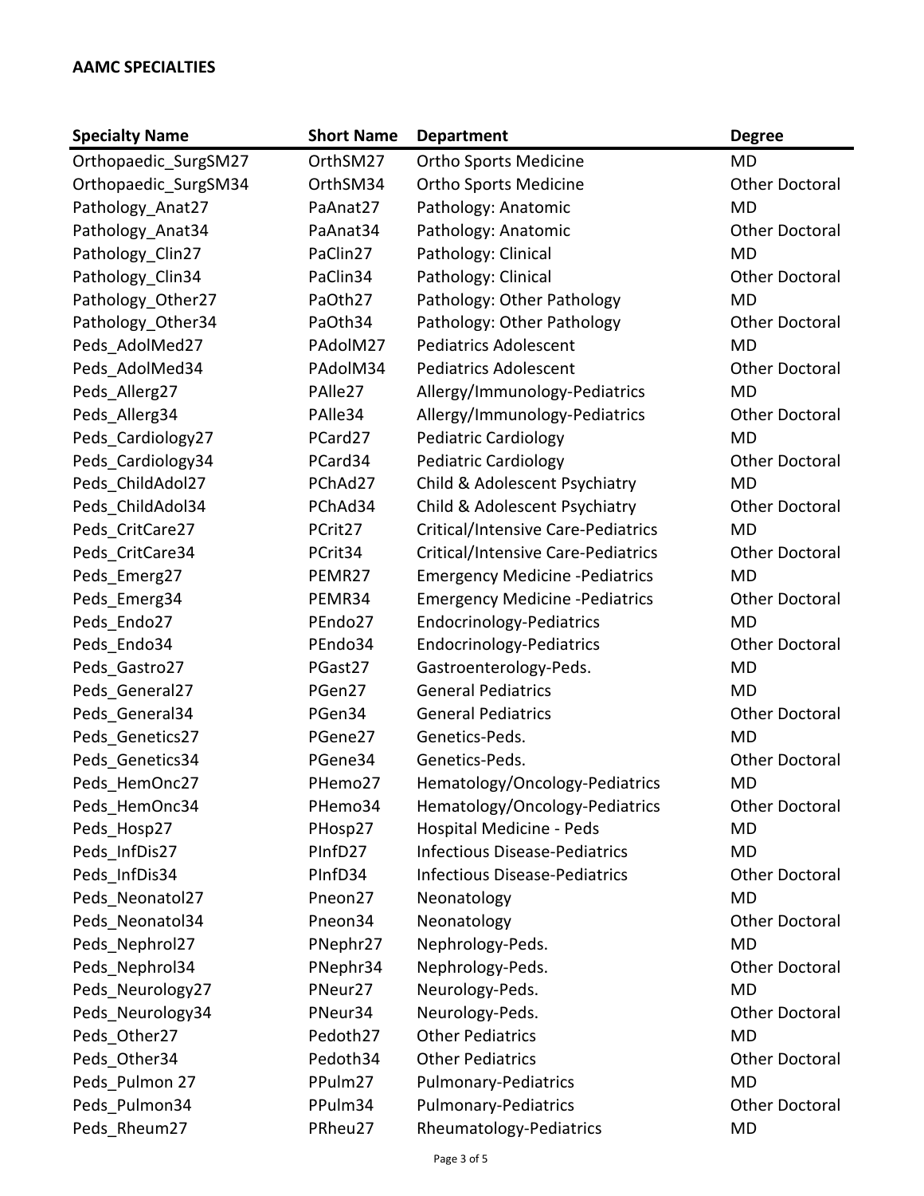**AAMC SPECIALTIES**

| Specialty Name | Short Name | Department | Degree |
|---|---|---|---|
| Orthopaedic_SurgSM27 | OrthSM27 | Ortho Sports Medicine | MD |
| Orthopaedic_SurgSM34 | OrthSM34 | Ortho Sports Medicine | Other Doctoral |
| Pathology_Anat27 | PaAnat27 | Pathology: Anatomic | MD |
| Pathology_Anat34 | PaAnat34 | Pathology: Anatomic | Other Doctoral |
| Pathology_Clin27 | PaClin27 | Pathology: Clinical | MD |
| Pathology_Clin34 | PaClin34 | Pathology: Clinical | Other Doctoral |
| Pathology_Other27 | PaOth27 | Pathology: Other Pathology | MD |
| Pathology_Other34 | PaOth34 | Pathology: Other Pathology | Other Doctoral |
| Peds_AdolMed27 | PAdolM27 | Pediatrics Adolescent | MD |
| Peds_AdolMed34 | PAdolM34 | Pediatrics Adolescent | Other Doctoral |
| Peds_Allerg27 | PAlle27 | Allergy/Immunology-Pediatrics | MD |
| Peds_Allerg34 | PAlle34 | Allergy/Immunology-Pediatrics | Other Doctoral |
| Peds_Cardiology27 | PCard27 | Pediatric Cardiology | MD |
| Peds_Cardiology34 | PCard34 | Pediatric Cardiology | Other Doctoral |
| Peds_ChildAdol27 | PChAd27 | Child & Adolescent Psychiatry | MD |
| Peds_ChildAdol34 | PChAd34 | Child & Adolescent Psychiatry | Other Doctoral |
| Peds_CritCare27 | PCrit27 | Critical/Intensive Care-Pediatrics | MD |
| Peds_CritCare34 | PCrit34 | Critical/Intensive Care-Pediatrics | Other Doctoral |
| Peds_Emerg27 | PEMR27 | Emergency Medicine -Pediatrics | MD |
| Peds_Emerg34 | PEMR34 | Emergency Medicine -Pediatrics | Other Doctoral |
| Peds_Endo27 | PEndo27 | Endocrinology-Pediatrics | MD |
| Peds_Endo34 | PEndo34 | Endocrinology-Pediatrics | Other Doctoral |
| Peds_Gastro27 | PGast27 | Gastroenterology-Peds. | MD |
| Peds_General27 | PGen27 | General Pediatrics | MD |
| Peds_General34 | PGen34 | General Pediatrics | Other Doctoral |
| Peds_Genetics27 | PGene27 | Genetics-Peds. | MD |
| Peds_Genetics34 | PGene34 | Genetics-Peds. | Other Doctoral |
| Peds_HemOnc27 | PHemo27 | Hematology/Oncology-Pediatrics | MD |
| Peds_HemOnc34 | PHemo34 | Hematology/Oncology-Pediatrics | Other Doctoral |
| Peds_Hosp27 | PHosp27 | Hospital Medicine - Peds | MD |
| Peds_InfDis27 | PInfD27 | Infectious Disease-Pediatrics | MD |
| Peds_InfDis34 | PInfD34 | Infectious Disease-Pediatrics | Other Doctoral |
| Peds_Neonatol27 | Pneon27 | Neonatology | MD |
| Peds_Neonatol34 | Pneon34 | Neonatology | Other Doctoral |
| Peds_Nephrol27 | PNephr27 | Nephrology-Peds. | MD |
| Peds_Nephrol34 | PNephr34 | Nephrology-Peds. | Other Doctoral |
| Peds_Neurology27 | PNeur27 | Neurology-Peds. | MD |
| Peds_Neurology34 | PNeur34 | Neurology-Peds. | Other Doctoral |
| Peds_Other27 | Pedoth27 | Other Pediatrics | MD |
| Peds_Other34 | Pedoth34 | Other Pediatrics | Other Doctoral |
| Peds_Pulmon 27 | PPulm27 | Pulmonary-Pediatrics | MD |
| Peds_Pulmon34 | PPulm34 | Pulmonary-Pediatrics | Other Doctoral |
| Peds_Rheum27 | PRheu27 | Rheumatology-Pediatrics | MD |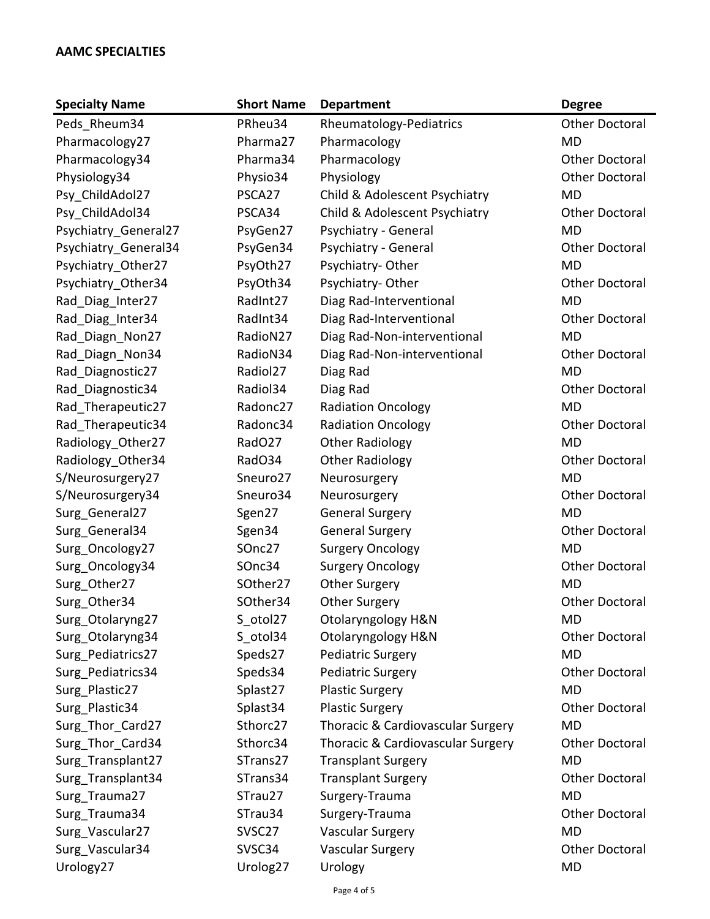**AAMC SPECIALTIES**

| Specialty Name | Short Name | Department | Degree |
|---|---|---|---|
| Peds_Rheum34 | PRheu34 | Rheumatology-Pediatrics | Other Doctoral |
| Pharmacology27 | Pharma27 | Pharmacology | MD |
| Pharmacology34 | Pharma34 | Pharmacology | Other Doctoral |
| Physiology34 | Physio34 | Physiology | Other Doctoral |
| Psy_ChildAdol27 | PSCA27 | Child & Adolescent Psychiatry | MD |
| Psy_ChildAdol34 | PSCA34 | Child & Adolescent Psychiatry | Other Doctoral |
| Psychiatry_General27 | PsyGen27 | Psychiatry - General | MD |
| Psychiatry_General34 | PsyGen34 | Psychiatry - General | Other Doctoral |
| Psychiatry_Other27 | PsyOth27 | Psychiatry- Other | MD |
| Psychiatry_Other34 | PsyOth34 | Psychiatry- Other | Other Doctoral |
| Rad_Diag_Inter27 | RadInt27 | Diag Rad-Interventional | MD |
| Rad_Diag_Inter34 | RadInt34 | Diag Rad-Interventional | Other Doctoral |
| Rad_Diagn_Non27 | RadioN27 | Diag Rad-Non-interventional | MD |
| Rad_Diagn_Non34 | RadioN34 | Diag Rad-Non-interventional | Other Doctoral |
| Rad_Diagnostic27 | Radiol27 | Diag Rad | MD |
| Rad_Diagnostic34 | Radiol34 | Diag Rad | Other Doctoral |
| Rad_Therapeutic27 | Radonc27 | Radiation Oncology | MD |
| Rad_Therapeutic34 | Radonc34 | Radiation Oncology | Other Doctoral |
| Radiology_Other27 | RadO27 | Other Radiology | MD |
| Radiology_Other34 | RadO34 | Other Radiology | Other Doctoral |
| S/Neurosurgery27 | Sneuro27 | Neurosurgery | MD |
| S/Neurosurgery34 | Sneuro34 | Neurosurgery | Other Doctoral |
| Surg_General27 | Sgen27 | General Surgery | MD |
| Surg_General34 | Sgen34 | General Surgery | Other Doctoral |
| Surg_Oncology27 | SOnc27 | Surgery Oncology | MD |
| Surg_Oncology34 | SOnc34 | Surgery Oncology | Other Doctoral |
| Surg_Other27 | SOther27 | Other Surgery | MD |
| Surg_Other34 | SOther34 | Other Surgery | Other Doctoral |
| Surg_Otolaryng27 | S_otol27 | Otolaryngology H&N | MD |
| Surg_Otolaryng34 | S_otol34 | Otolaryngology H&N | Other Doctoral |
| Surg_Pediatrics27 | Speds27 | Pediatric Surgery | MD |
| Surg_Pediatrics34 | Speds34 | Pediatric Surgery | Other Doctoral |
| Surg_Plastic27 | Splast27 | Plastic Surgery | MD |
| Surg_Plastic34 | Splast34 | Plastic Surgery | Other Doctoral |
| Surg_Thor_Card27 | Sthorc27 | Thoracic & Cardiovascular Surgery | MD |
| Surg_Thor_Card34 | Sthorc34 | Thoracic & Cardiovascular Surgery | Other Doctoral |
| Surg_Transplant27 | STrans27 | Transplant Surgery | MD |
| Surg_Transplant34 | STrans34 | Transplant Surgery | Other Doctoral |
| Surg_Trauma27 | STrau27 | Surgery-Trauma | MD |
| Surg_Trauma34 | STrau34 | Surgery-Trauma | Other Doctoral |
| Surg_Vascular27 | SVSC27 | Vascular Surgery | MD |
| Surg_Vascular34 | SVSC34 | Vascular Surgery | Other Doctoral |
| Urology27 | Urolog27 | Urology | MD |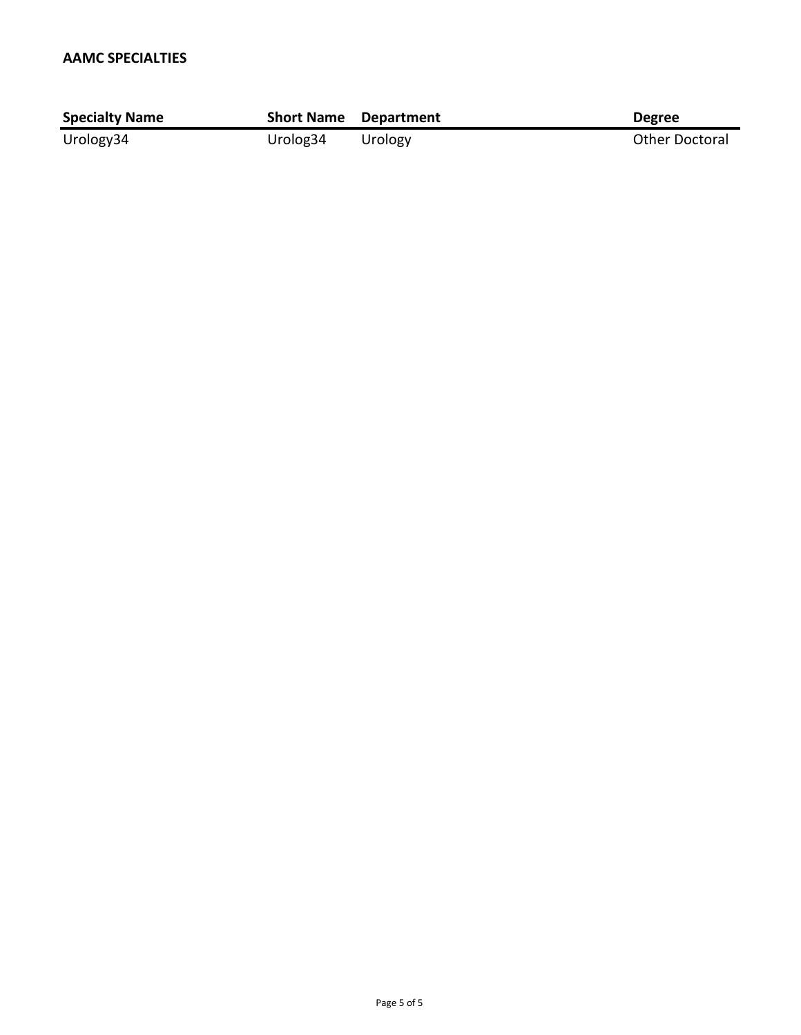**AAMC SPECIALTIES**

| Specialty Name | Short Name | Department | Degree |
| --- | --- | --- | --- |
| Urology34 | Urolog34 | Urology | Other Doctoral |